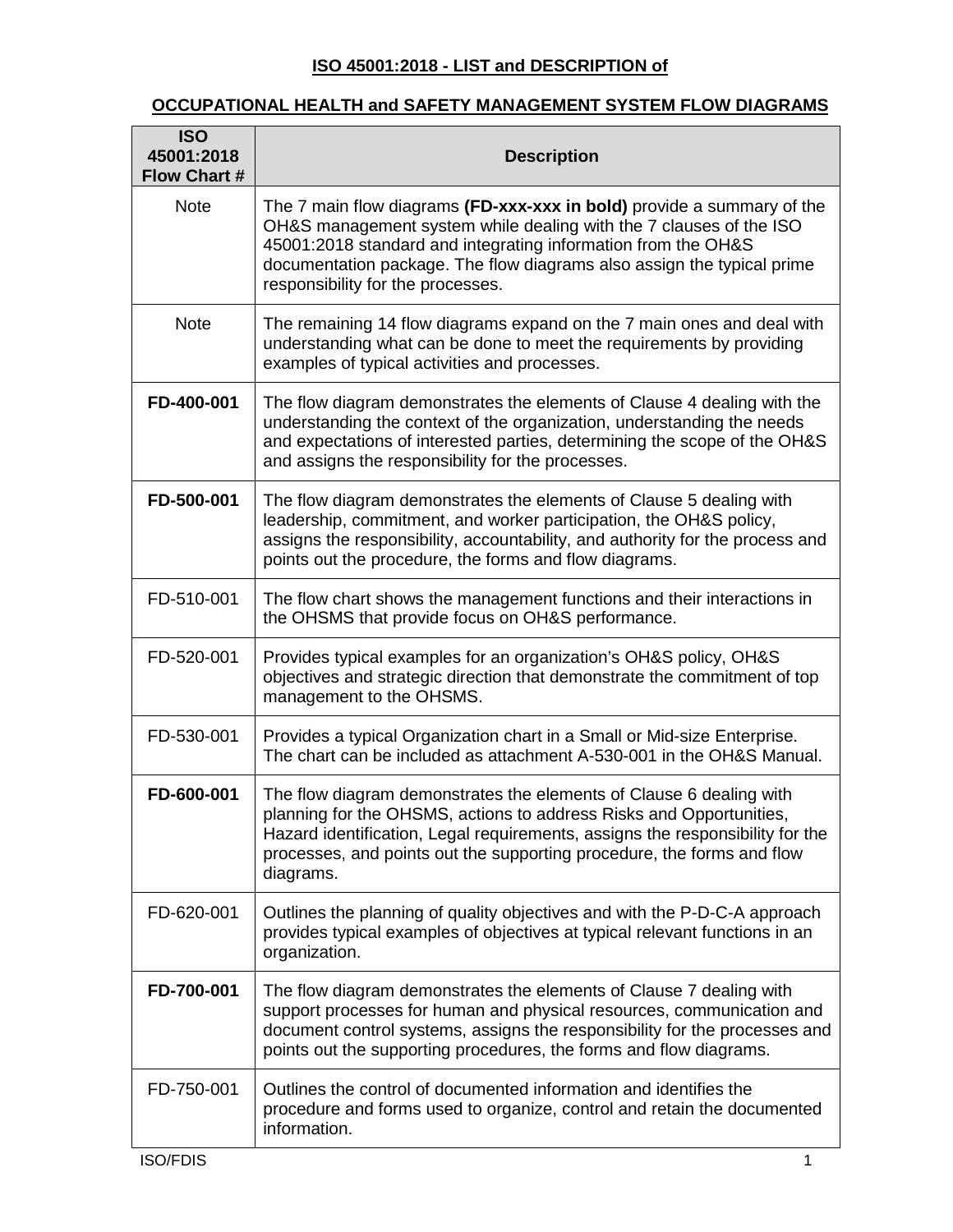# ISO 45001:2018 - LIST and DESCRIPTION of

## OCCUPATIONAL HEALTH and SAFETY MANAGEMENT SYSTEM FLOW DIAGRAMS

| ISO 45001:2018 Flow Chart # | Description |
|---|---|
| Note | The 7 main flow diagrams **(FD-xxx-xxx in bold)** provide a summary of the OH&S management system while dealing with the 7 clauses of the ISO 45001:2018 standard and integrating information from the OH&S documentation package. The flow diagrams also assign the typical prime responsibility for the processes. |
| Note | The remaining 14 flow diagrams expand on the 7 main ones and deal with understanding what can be done to meet the requirements by providing examples of typical activities and processes. |
| **FD-400-001** | The flow diagram demonstrates the elements of Clause 4 dealing with the understanding the context of the organization, understanding the needs and expectations of interested parties, determining the scope of the OH&S and assigns the responsibility for the processes. |
| **FD-500-001** | The flow diagram demonstrates the elements of Clause 5 dealing with leadership, commitment, and worker participation, the OH&S policy, assigns the responsibility, accountability, and authority for the process and points out the procedure, the forms and flow diagrams. |
| FD-510-001 | The flow chart shows the management functions and their interactions in the OHSMS that provide focus on OH&S performance. |
| FD-520-001 | Provides typical examples for an organization's OH&S policy, OH&S objectives and strategic direction that demonstrate the commitment of top management to the OHSMS. |
| FD-530-001 | Provides a typical Organization chart in a Small or Mid-size Enterprise. The chart can be included as attachment A-530-001 in the OH&S Manual. |
| **FD-600-001** | The flow diagram demonstrates the elements of Clause 6 dealing with planning for the OHSMS, actions to address Risks and Opportunities, Hazard identification, Legal requirements, assigns the responsibility for the processes, and points out the supporting procedure, the forms and flow diagrams. |
| FD-620-001 | Outlines the planning of quality objectives and with the P-D-C-A approach provides typical examples of objectives at typical relevant functions in an organization. |
| **FD-700-001** | The flow diagram demonstrates the elements of Clause 7 dealing with support processes for human and physical resources, communication and document control systems, assigns the responsibility for the processes and points out the supporting procedures, the forms and flow diagrams. |
| FD-750-001 | Outlines the control of documented information and identifies the procedure and forms used to organize, control and retain the documented information. |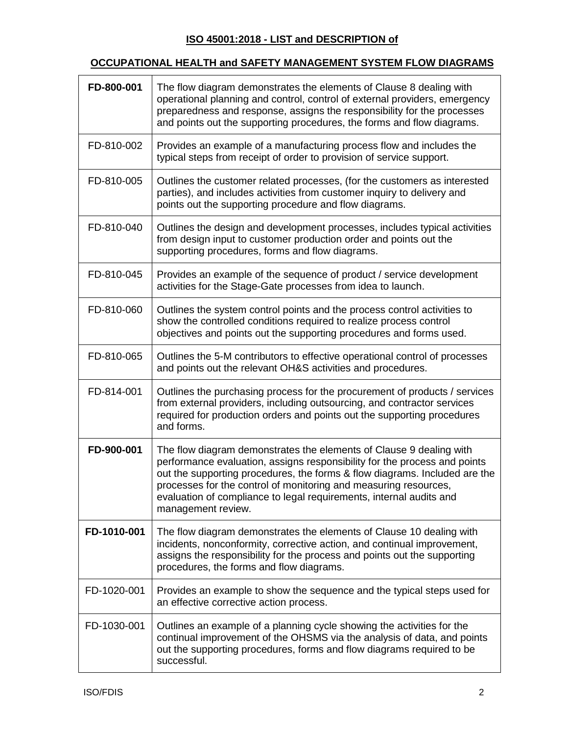**ISO 45001:2018 - LIST and DESCRIPTION of**

**OCCUPATIONAL HEALTH and SAFETY MANAGEMENT SYSTEM FLOW DIAGRAMS**

| | |
|---|---|
| **FD-800-001** | The flow diagram demonstrates the elements of Clause 8 dealing with operational planning and control, control of external providers, emergency preparedness and response, assigns the responsibility for the processes and points out the supporting procedures, the forms and flow diagrams. |
| FD-810-002 | Provides an example of a manufacturing process flow and includes the typical steps from receipt of order to provision of service support. |
| FD-810-005 | Outlines the customer related processes, (for the customers as interested parties), and includes activities from customer inquiry to delivery and points out the supporting procedure and flow diagrams. |
| FD-810-040 | Outlines the design and development processes, includes typical activities from design input to customer production order and points out the supporting procedures, forms and flow diagrams. |
| FD-810-045 | Provides an example of the sequence of product / service development activities for the Stage-Gate processes from idea to launch. |
| FD-810-060 | Outlines the system control points and the process control activities to show the controlled conditions required to realize process control objectives and points out the supporting procedures and forms used. |
| FD-810-065 | Outlines the 5-M contributors to effective operational control of processes and points out the relevant OH&S activities and procedures. |
| FD-814-001 | Outlines the purchasing process for the procurement of products / services from external providers, including outsourcing, and contractor services required for production orders and points out the supporting procedures and forms. |
| **FD-900-001** | The flow diagram demonstrates the elements of Clause 9 dealing with performance evaluation, assigns responsibility for the process and points out the supporting procedures, the forms & flow diagrams. Included are the processes for the control of monitoring and measuring resources, evaluation of compliance to legal requirements, internal audits and management review. |
| **FD-1010-001** | The flow diagram demonstrates the elements of Clause 10 dealing with incidents, nonconformity, corrective action, and continual improvement, assigns the responsibility for the process and points out the supporting procedures, the forms and flow diagrams. |
| FD-1020-001 | Provides an example to show the sequence and the typical steps used for an effective corrective action process. |
| FD-1030-001 | Outlines an example of a planning cycle showing the activities for the continual improvement of the OHSMS via the analysis of data, and points out the supporting procedures, forms and flow diagrams required to be successful. |

ISO/FDIS